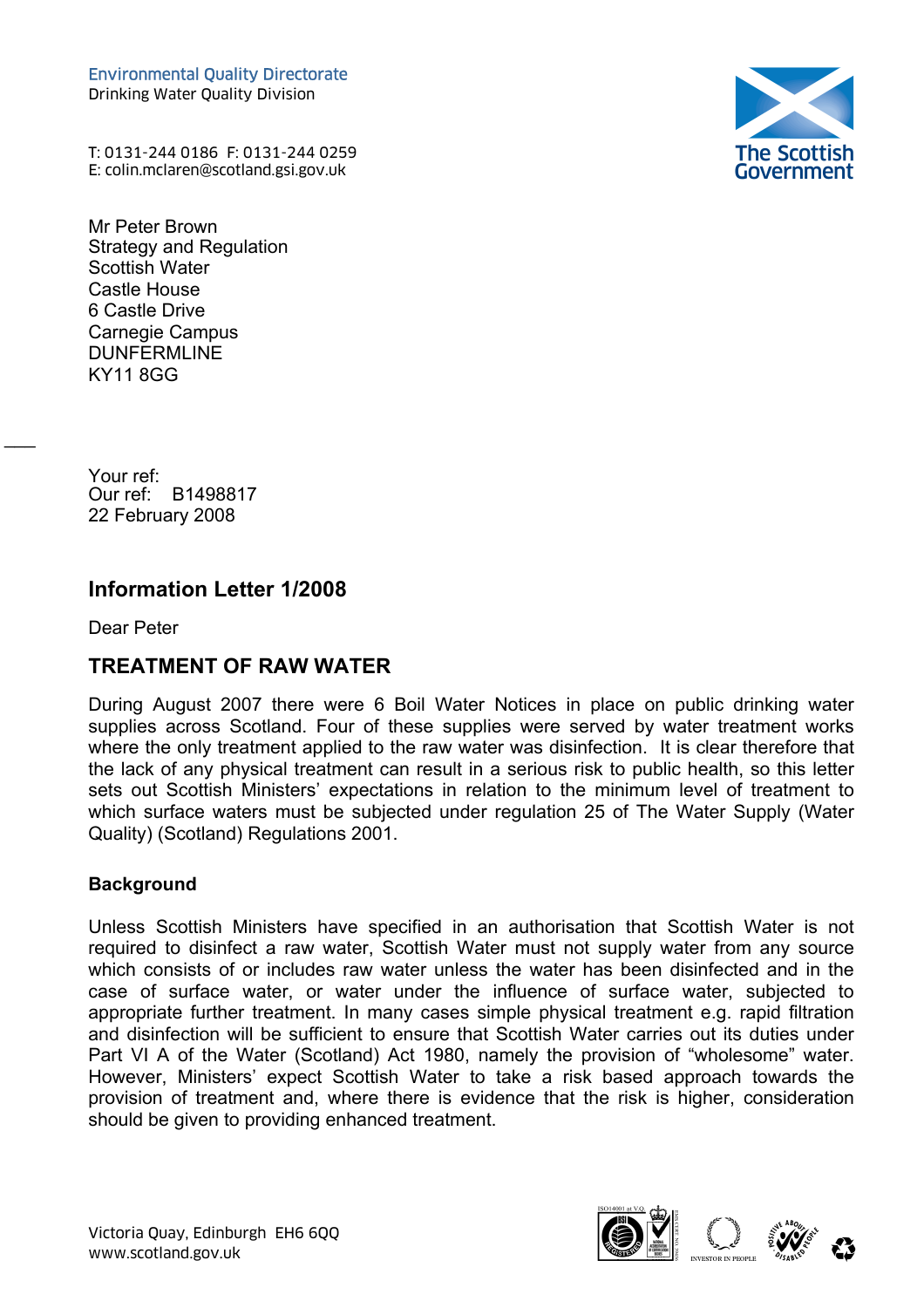Environmental Quality Directorate
Drinking Water Quality Division

T: 0131-244 0186 F: 0131-244 0259
E: colin.mclaren@scotland.gsi.gov.uk

The Scottish Government

Mr Peter Brown
Strategy and Regulation
Scottish Water
Castle House
6 Castle Drive
Carnegie Campus
DUNFERMLINE
KY11 8GG

Your ref:
Our ref: B1498817
22 February 2008

## Information Letter 1/2008

Dear Peter

## TREATMENT OF RAW WATER

During August 2007 there were 6 Boil Water Notices in place on public drinking water supplies across Scotland. Four of these supplies were served by water treatment works where the only treatment applied to the raw water was disinfection. It is clear therefore that the lack of any physical treatment can result in a serious risk to public health, so this letter sets out Scottish Ministers' expectations in relation to the minimum level of treatment to which surface waters must be subjected under regulation 25 of The Water Supply (Water Quality) (Scotland) Regulations 2001.

### Background

Unless Scottish Ministers have specified in an authorisation that Scottish Water is not required to disinfect a raw water, Scottish Water must not supply water from any source which consists of or includes raw water unless the water has been disinfected and in the case of surface water, or water under the influence of surface water, subjected to appropriate further treatment. In many cases simple physical treatment e.g. rapid filtration and disinfection will be sufficient to ensure that Scottish Water carries out its duties under Part VI A of the Water (Scotland) Act 1980, namely the provision of "wholesome" water. However, Ministers' expect Scottish Water to take a risk based approach towards the provision of treatment and, where there is evidence that the risk is higher, consideration should be given to providing enhanced treatment.

Victoria Quay, Edinburgh EH6 6QQ
www.scotland.gov.uk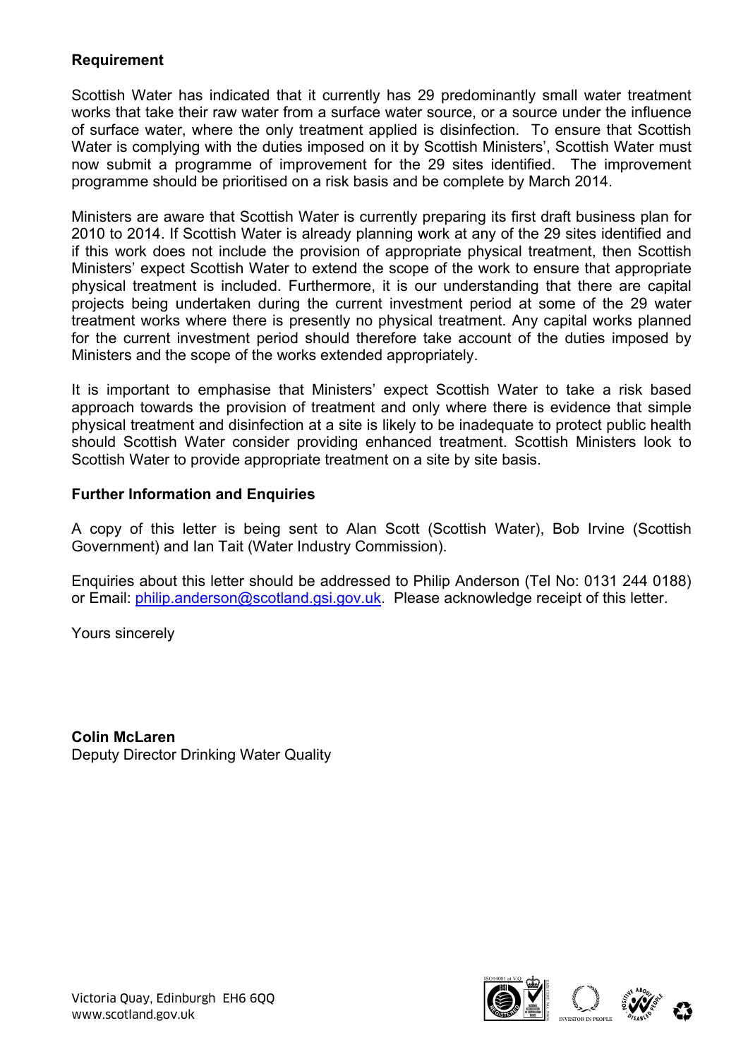**Requirement**

Scottish Water has indicated that it currently has 29 predominantly small water treatment works that take their raw water from a surface water source, or a source under the influence of surface water, where the only treatment applied is disinfection. To ensure that Scottish Water is complying with the duties imposed on it by Scottish Ministers', Scottish Water must now submit a programme of improvement for the 29 sites identified. The improvement programme should be prioritised on a risk basis and be complete by March 2014.

Ministers are aware that Scottish Water is currently preparing its first draft business plan for 2010 to 2014. If Scottish Water is already planning work at any of the 29 sites identified and if this work does not include the provision of appropriate physical treatment, then Scottish Ministers' expect Scottish Water to extend the scope of the work to ensure that appropriate physical treatment is included. Furthermore, it is our understanding that there are capital projects being undertaken during the current investment period at some of the 29 water treatment works where there is presently no physical treatment. Any capital works planned for the current investment period should therefore take account of the duties imposed by Ministers and the scope of the works extended appropriately.

It is important to emphasise that Ministers' expect Scottish Water to take a risk based approach towards the provision of treatment and only where there is evidence that simple physical treatment and disinfection at a site is likely to be inadequate to protect public health should Scottish Water consider providing enhanced treatment. Scottish Ministers look to Scottish Water to provide appropriate treatment on a site by site basis.

**Further Information and Enquiries**

A copy of this letter is being sent to Alan Scott (Scottish Water), Bob Irvine (Scottish Government) and Ian Tait (Water Industry Commission).

Enquiries about this letter should be addressed to Philip Anderson (Tel No: 0131 244 0188) or Email: philip.anderson@scotland.gsi.gov.uk. Please acknowledge receipt of this letter.

Yours sincerely

**Colin McLaren**
Deputy Director Drinking Water Quality

Victoria Quay, Edinburgh EH6 6QQ
www.scotland.gov.uk